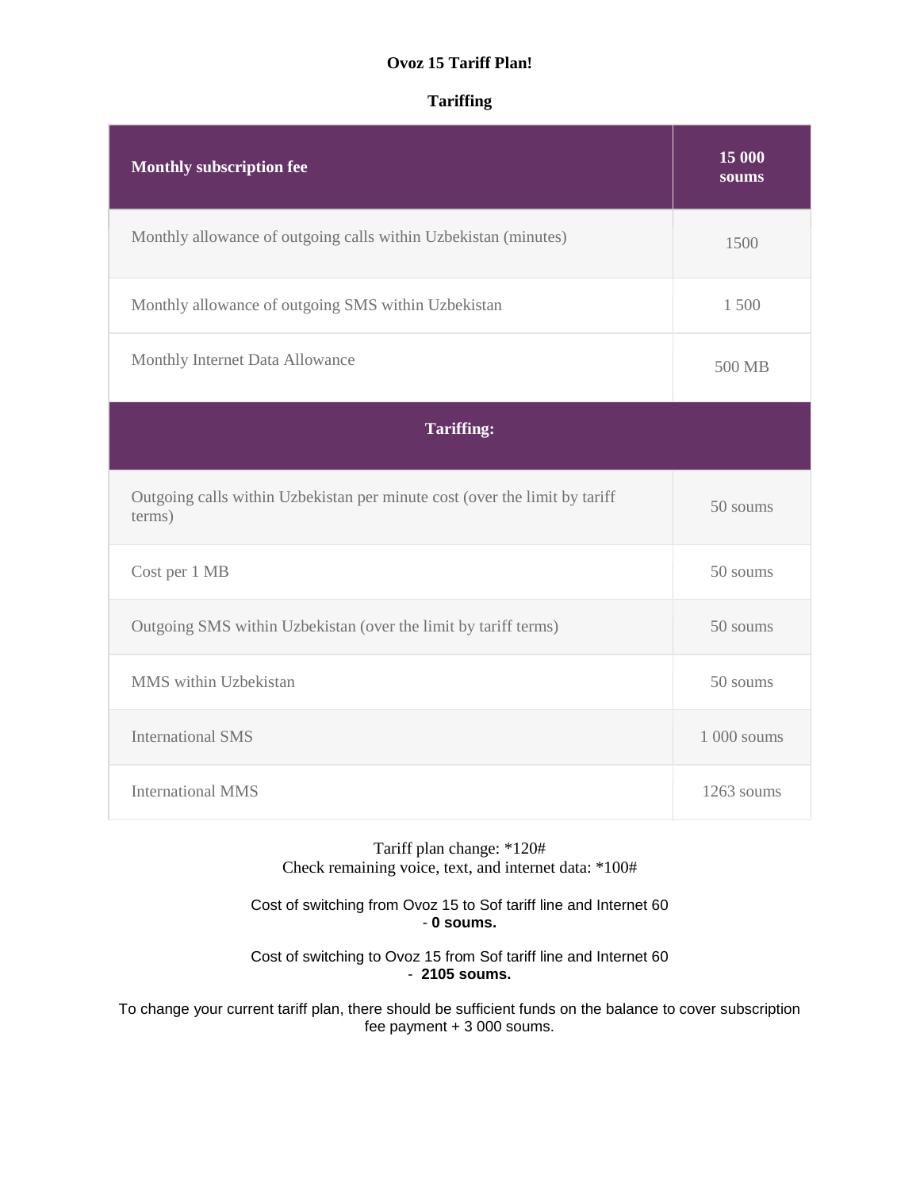**Ovoz 15 Tariff Plan!**

**Tariffing**

| **Monthly subscription fee** | **15 000 soums** |
|---|---|
| Monthly allowance of outgoing calls within Uzbekistan (minutes) | 1500 |
| Monthly allowance of outgoing SMS within Uzbekistan | 1 500 |
| Monthly Internet Data Allowance | 500 MB |
| **Tariffing:** | |
| Outgoing calls within Uzbekistan per minute cost (over the limit by tariff terms) | 50 soums |
| Cost per 1 MB | 50 soums |
| Outgoing SMS within Uzbekistan (over the limit by tariff terms) | 50 soums |
| MMS within Uzbekistan | 50 soums |
| International SMS | 1 000 soums |
| International MMS | 1263 soums |

Tariff plan change: *120#
Check remaining voice, text, and internet data: *100#

Cost of switching from Ovoz 15 to Sof tariff line and Internet 60 - **0 soums.**

Cost of switching to Ovoz 15 from Sof tariff line and Internet 60 - **2105 soums.**

To change your current tariff plan, there should be sufficient funds on the balance to cover subscription fee payment + 3 000 soums.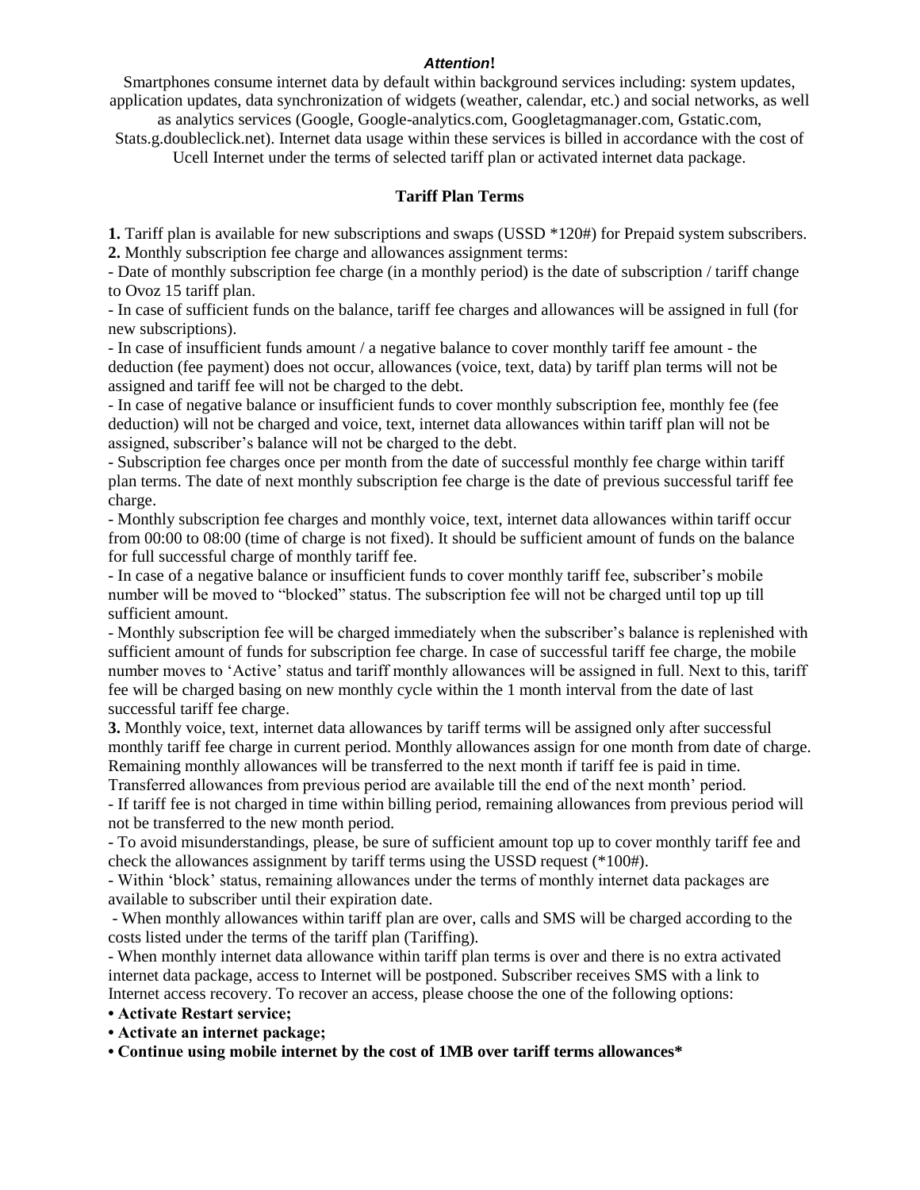***Attention*!**

Smartphones consume internet data by default within background services including: system updates, application updates, data synchronization of widgets (weather, calendar, etc.) and social networks, as well as analytics services (Google, Google-analytics.com, Googletagmanager.com, Gstatic.com, Stats.g.doubleclick.net). Internet data usage within these services is billed in accordance with the cost of Ucell Internet under the terms of selected tariff plan or activated internet data package.

**Tariff Plan Terms**

**1.** Tariff plan is available for new subscriptions and swaps (USSD *120#) for Prepaid system subscribers.

**2.** Monthly subscription fee charge and allowances assignment terms:

- Date of monthly subscription fee charge (in a monthly period) is the date of subscription / tariff change to Ovoz 15 tariff plan.
- In case of sufficient funds on the balance, tariff fee charges and allowances will be assigned in full (for new subscriptions).
- In case of insufficient funds amount / a negative balance to cover monthly tariff fee amount - the deduction (fee payment) does not occur, allowances (voice, text, data) by tariff plan terms will not be assigned and tariff fee will not be charged to the debt.
- In case of negative balance or insufficient funds to cover monthly subscription fee, monthly fee (fee deduction) will not be charged and voice, text, internet data allowances within tariff plan will not be assigned, subscriber's balance will not be charged to the debt.
- Subscription fee charges once per month from the date of successful monthly fee charge within tariff plan terms. The date of next monthly subscription fee charge is the date of previous successful tariff fee charge.
- Monthly subscription fee charges and monthly voice, text, internet data allowances within tariff occur from 00:00 to 08:00 (time of charge is not fixed). It should be sufficient amount of funds on the balance for full successful charge of monthly tariff fee.
- In case of a negative balance or insufficient funds to cover monthly tariff fee, subscriber's mobile number will be moved to "blocked" status. The subscription fee will not be charged until top up till sufficient amount.
- Monthly subscription fee will be charged immediately when the subscriber's balance is replenished with sufficient amount of funds for subscription fee charge. In case of successful tariff fee charge, the mobile number moves to 'Active' status and tariff monthly allowances will be assigned in full. Next to this, tariff fee will be charged basing on new monthly cycle within the 1 month interval from the date of last successful tariff fee charge.

**3.** Monthly voice, text, internet data allowances by tariff terms will be assigned only after successful monthly tariff fee charge in current period. Monthly allowances assign for one month from date of charge. Remaining monthly allowances will be transferred to the next month if tariff fee is paid in time. Transferred allowances from previous period are available till the end of the next month' period.

- If tariff fee is not charged in time within billing period, remaining allowances from previous period will not be transferred to the new month period.
- To avoid misunderstandings, please, be sure of sufficient amount top up to cover monthly tariff fee and check the allowances assignment by tariff terms using the USSD request (*100#).
- Within 'block' status, remaining allowances under the terms of monthly internet data packages are available to subscriber until their expiration date.
- When monthly allowances within tariff plan are over, calls and SMS will be charged according to the costs listed under the terms of the tariff plan (Tariffing).
- When monthly internet data allowance within tariff plan terms is over and there is no extra activated internet data package, access to Internet will be postponed. Subscriber receives SMS with a link to Internet access recovery. To recover an access, please choose the one of the following options:

**• Activate Restart service;**

**• Activate an internet package;**

**• Continue using mobile internet by the cost of 1MB over tariff terms allowances***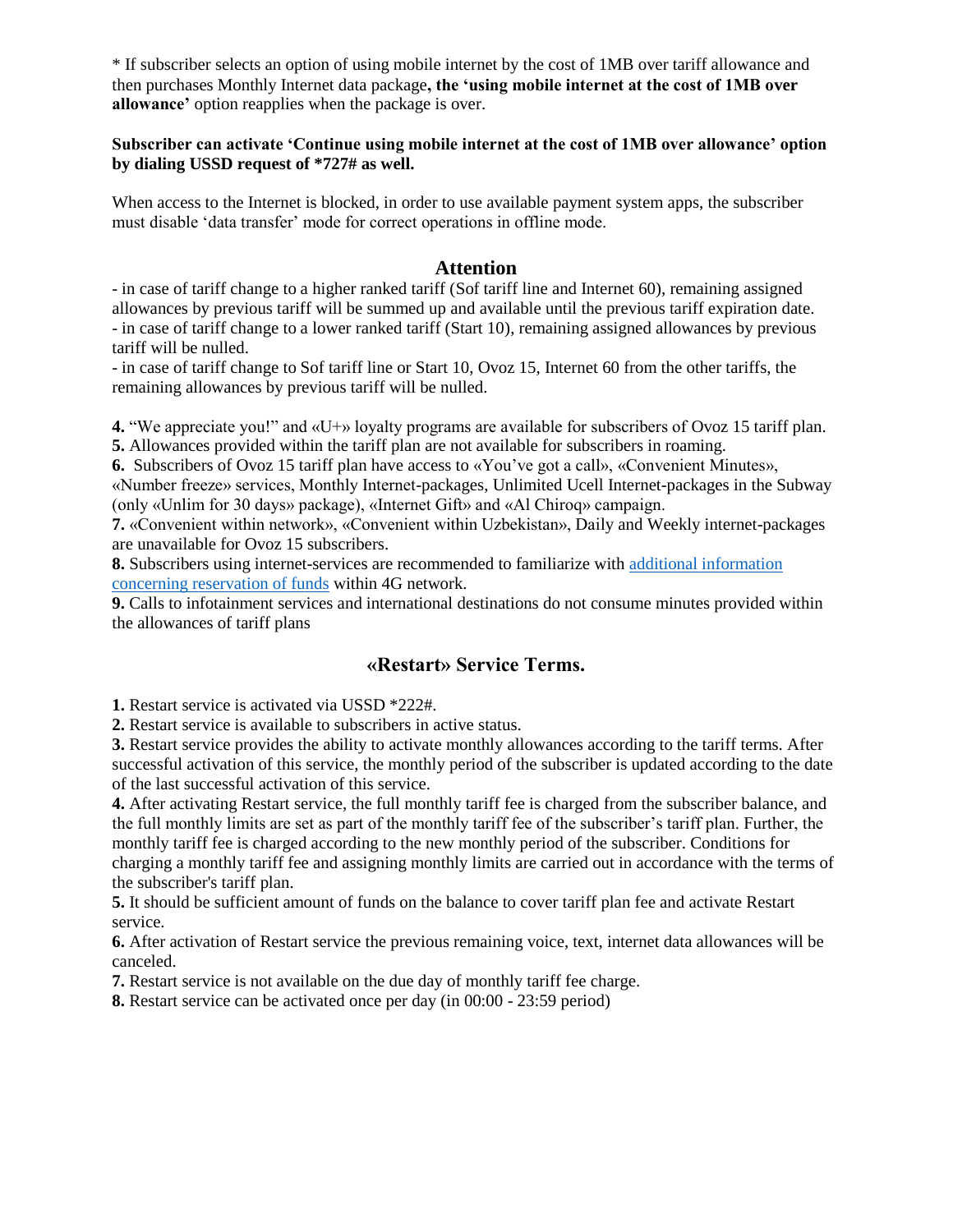* If subscriber selects an option of using mobile internet by the cost of 1MB over tariff allowance and then purchases Monthly Internet data package**, the 'using mobile internet at the cost of 1MB over allowance'** option reapplies when the package is over.

**Subscriber can activate 'Continue using mobile internet at the cost of 1MB over allowance' option by dialing USSD request of *727# as well.**

When access to the Internet is blocked, in order to use available payment system apps, the subscriber must disable 'data transfer' mode for correct operations in offline mode.

## Attention

- in case of tariff change to a higher ranked tariff (Sof tariff line and Internet 60), remaining assigned allowances by previous tariff will be summed up and available until the previous tariff expiration date.
- in case of tariff change to a lower ranked tariff (Start 10), remaining assigned allowances by previous tariff will be nulled.
- in case of tariff change to Sof tariff line or Start 10, Ovoz 15, Internet 60 from the other tariffs, the remaining allowances by previous tariff will be nulled.

**4.** "We appreciate you!" and «U+» loyalty programs are available for subscribers of Ovoz 15 tariff plan.
**5.** Allowances provided within the tariff plan are not available for subscribers in roaming.
**6.** Subscribers of Ovoz 15 tariff plan have access to «You've got a call», «Convenient Minutes», «Number freeze» services, Monthly Internet-packages, Unlimited Ucell Internet-packages in the Subway (only «Unlim for 30 days» package), «Internet Gift» and «Al Chiroq» campaign.
**7.** «Convenient within network», «Convenient within Uzbekistan», Daily and Weekly internet-packages are unavailable for Ovoz 15 subscribers.
**8.** Subscribers using internet-services are recommended to familiarize with additional information concerning reservation of funds within 4G network.
**9.** Calls to infotainment services and international destinations do not consume minutes provided within the allowances of tariff plans

## «Restart» Service Terms.

**1.** Restart service is activated via USSD *222#.
**2.** Restart service is available to subscribers in active status.
**3.** Restart service provides the ability to activate monthly allowances according to the tariff terms. After successful activation of this service, the monthly period of the subscriber is updated according to the date of the last successful activation of this service.
**4.** After activating Restart service, the full monthly tariff fee is charged from the subscriber balance, and the full monthly limits are set as part of the monthly tariff fee of the subscriber's tariff plan. Further, the monthly tariff fee is charged according to the new monthly period of the subscriber. Conditions for charging a monthly tariff fee and assigning monthly limits are carried out in accordance with the terms of the subscriber's tariff plan.
**5.** It should be sufficient amount of funds on the balance to cover tariff plan fee and activate Restart service.
**6.** After activation of Restart service the previous remaining voice, text, internet data allowances will be canceled.
**7.** Restart service is not available on the due day of monthly tariff fee charge.
**8.** Restart service can be activated once per day (in 00:00 - 23:59 period)